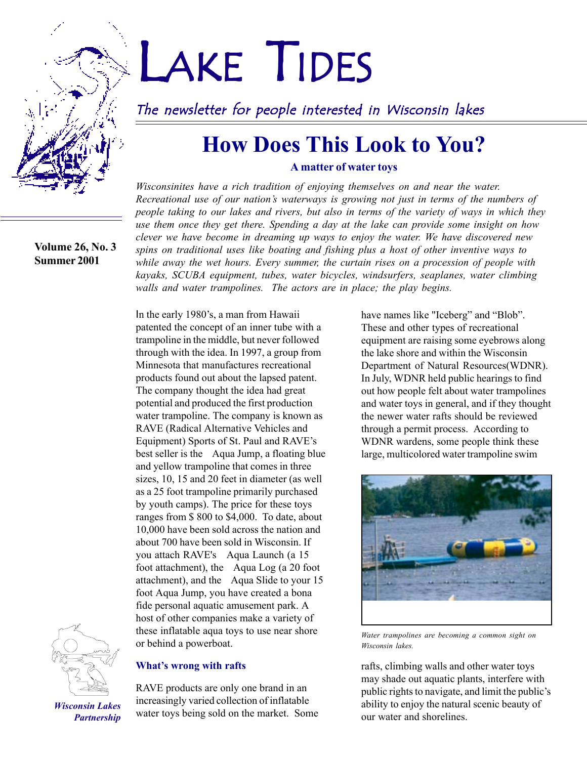# LAKE TIDES

*The newsletter for people interested in Wisconsin lakes*

**Volume 26, No. 3**
**Summer 2001**

## How Does This Look to You?

**A matter of water toys**

*Wisconsinites have a rich tradition of enjoying themselves on and near the water. Recreational use of our nation's waterways is growing not just in terms of the numbers of people taking to our lakes and rivers, but also in terms of the variety of ways in which they use them once they get there. Spending a day at the lake can provide some insight on how clever we have become in dreaming up ways to enjoy the water. We have discovered new spins on traditional uses like boating and fishing plus a host of other inventive ways to while away the wet hours. Every summer, the curtain rises on a procession of people with kayaks, SCUBA equipment, tubes, water bicycles, windsurfers, seaplanes, water climbing walls and water trampolines. The actors are in place; the play begins.*

In the early 1980's, a man from Hawaii patented the concept of an inner tube with a trampoline in the middle, but never followed through with the idea. In 1997, a group from Minnesota that manufactures recreational products found out about the lapsed patent. The company thought the idea had great potential and produced the first production water trampoline. The company is known as RAVE (Radical Alternative Vehicles and Equipment) Sports of St. Paul and RAVE's best seller is the Aqua Jump, a floating blue and yellow trampoline that comes in three sizes, 10, 15 and 20 feet in diameter (as well as a 25 foot trampoline primarily purchased by youth camps). The price for these toys ranges from $ 800 to $4,000. To date, about 10,000 have been sold across the nation and about 700 have been sold in Wisconsin. If you attach RAVE's Aqua Launch (a 15 foot attachment), the Aqua Log (a 20 foot attachment), and the Aqua Slide to your 15 foot Aqua Jump, you have created a bona fide personal aquatic amusement park. A host of other companies make a variety of these inflatable aqua toys to use near shore or behind a powerboat.

### What's wrong with rafts

RAVE products are only one brand in an increasingly varied collection of inflatable water toys being sold on the market. Some have names like "Iceberg" and "Blob". These and other types of recreational equipment are raising some eyebrows along the lake shore and within the Wisconsin Department of Natural Resources(WDNR). In July, WDNR held public hearings to find out how people felt about water trampolines and water toys in general, and if they thought the newer water rafts should be reviewed through a permit process. According to WDNR wardens, some people think these large, multicolored water trampoline swim rafts, climbing walls and other water toys may shade out aquatic plants, interfere with public rights to navigate, and limit the public's ability to enjoy the natural scenic beauty of our water and shorelines.

*Water trampolines are becoming a common sight on Wisconsin lakes.*

*Wisconsin Lakes Partnership*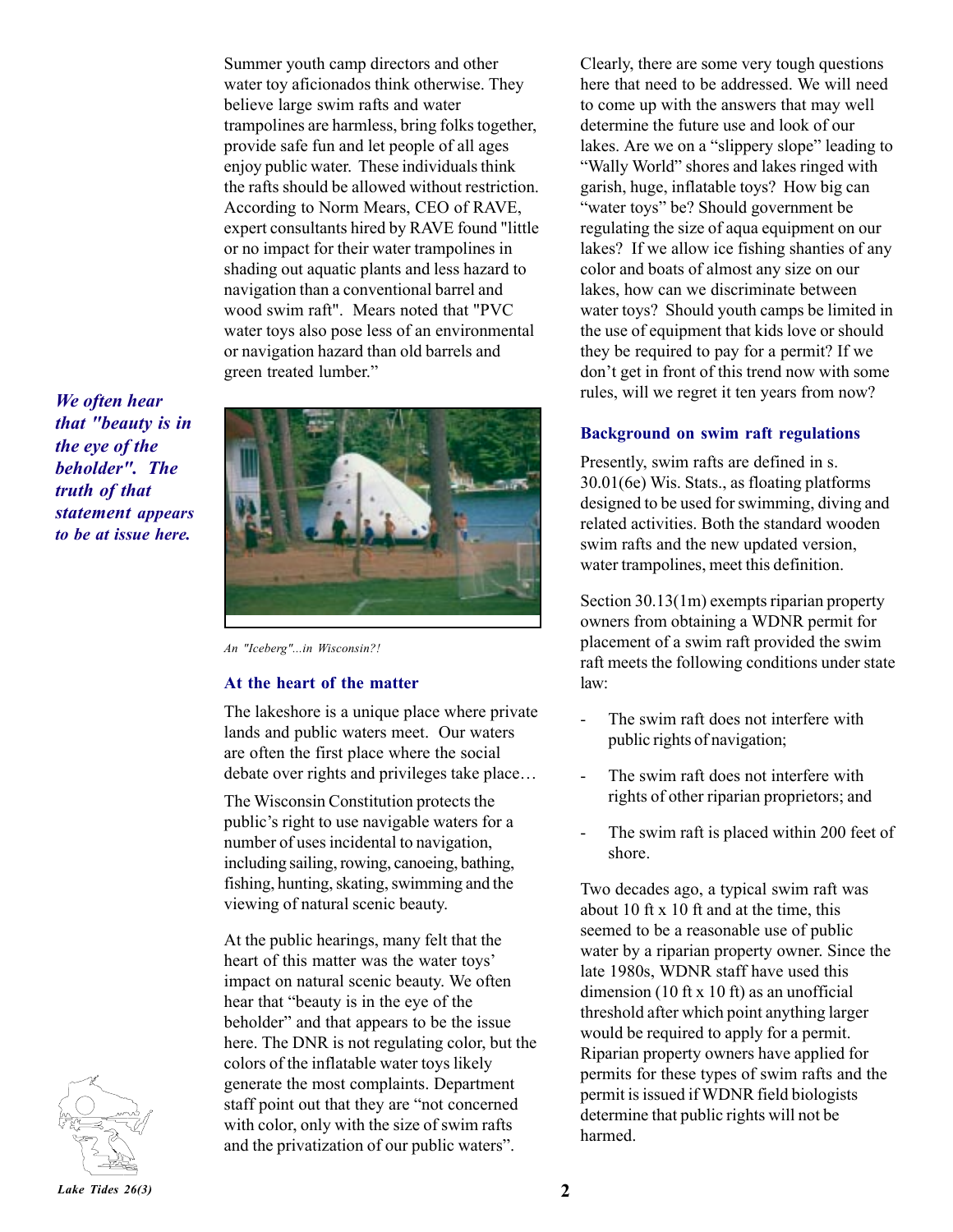Summer youth camp directors and other water toy aficionados think otherwise. They believe large swim rafts and water trampolines are harmless, bring folks together, provide safe fun and let people of all ages enjoy public water. These individuals think the rafts should be allowed without restriction. According to Norm Mears, CEO of RAVE, expert consultants hired by RAVE found "little or no impact for their water trampolines in shading out aquatic plants and less hazard to navigation than a conventional barrel and wood swim raft". Mears noted that "PVC water toys also pose less of an environmental or navigation hazard than old barrels and green treated lumber."

***We often hear that "beauty is in the eye of the beholder". The truth of that statement appears to be at issue here.***

*An "Iceberg"...in Wisconsin?!*

### At the heart of the matter

The lakeshore is a unique place where private lands and public waters meet. Our waters are often the first place where the social debate over rights and privileges take place…

The Wisconsin Constitution protects the public's right to use navigable waters for a number of uses incidental to navigation, including sailing, rowing, canoeing, bathing, fishing, hunting, skating, swimming and the viewing of natural scenic beauty.

At the public hearings, many felt that the heart of this matter was the water toys' impact on natural scenic beauty. We often hear that "beauty is in the eye of the beholder" and that appears to be the issue here. The DNR is not regulating color, but the colors of the inflatable water toys likely generate the most complaints. Department staff point out that they are "not concerned with color, only with the size of swim rafts and the privatization of our public waters".

Clearly, there are some very tough questions here that need to be addressed. We will need to come up with the answers that may well determine the future use and look of our lakes. Are we on a "slippery slope" leading to "Wally World" shores and lakes ringed with garish, huge, inflatable toys? How big can "water toys" be? Should government be regulating the size of aqua equipment on our lakes? If we allow ice fishing shanties of any color and boats of almost any size on our lakes, how can we discriminate between water toys? Should youth camps be limited in the use of equipment that kids love or should they be required to pay for a permit? If we don't get in front of this trend now with some rules, will we regret it ten years from now?

### Background on swim raft regulations

Presently, swim rafts are defined in s. 30.01(6e) Wis. Stats., as floating platforms designed to be used for swimming, diving and related activities. Both the standard wooden swim rafts and the new updated version, water trampolines, meet this definition.

Section 30.13(1m) exempts riparian property owners from obtaining a WDNR permit for placement of a swim raft provided the swim raft meets the following conditions under state law:

- The swim raft does not interfere with public rights of navigation;
- The swim raft does not interfere with rights of other riparian proprietors; and
- The swim raft is placed within 200 feet of shore.

Two decades ago, a typical swim raft was about 10 ft x 10 ft and at the time, this seemed to be a reasonable use of public water by a riparian property owner. Since the late 1980s, WDNR staff have used this dimension (10 ft x 10 ft) as an unofficial threshold after which point anything larger would be required to apply for a permit. Riparian property owners have applied for permits for these types of swim rafts and the permit is issued if WDNR field biologists determine that public rights will not be harmed.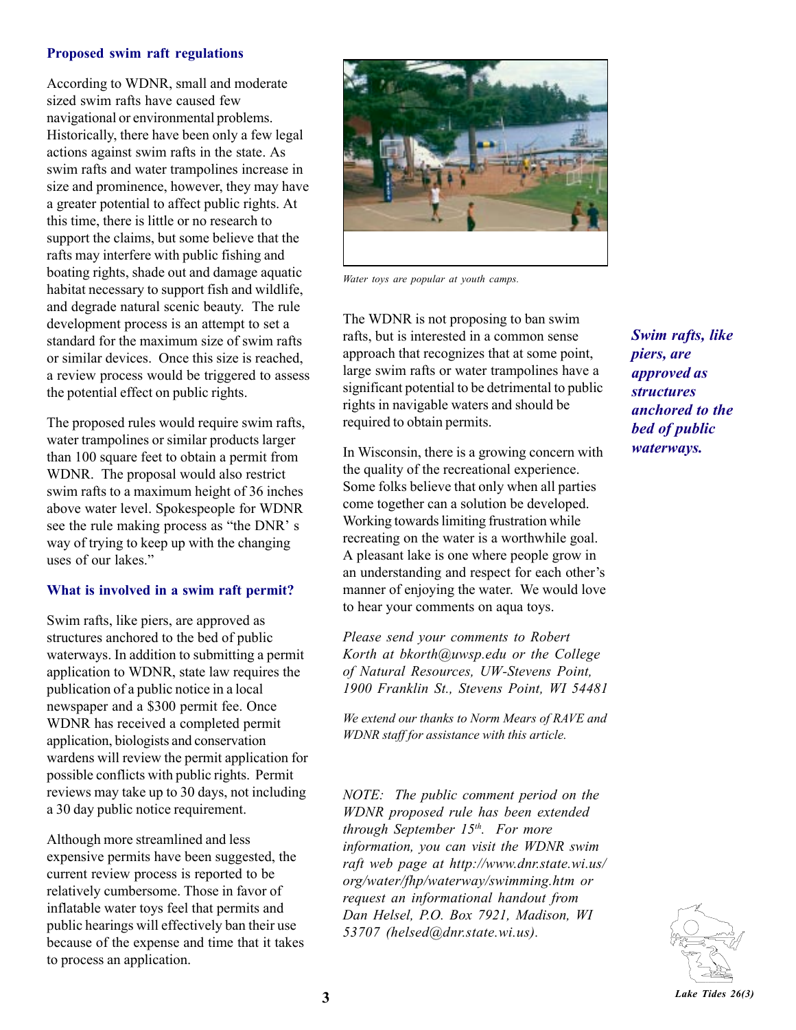## Proposed swim raft regulations

According to WDNR, small and moderate sized swim rafts have caused few navigational or environmental problems. Historically, there have been only a few legal actions against swim rafts in the state. As swim rafts and water trampolines increase in size and prominence, however, they may have a greater potential to affect public rights. At this time, there is little or no research to support the claims, but some believe that the rafts may interfere with public fishing and boating rights, shade out and damage aquatic habitat necessary to support fish and wildlife, and degrade natural scenic beauty. The rule development process is an attempt to set a standard for the maximum size of swim rafts or similar devices. Once this size is reached, a review process would be triggered to assess the potential effect on public rights.

The proposed rules would require swim rafts, water trampolines or similar products larger than 100 square feet to obtain a permit from WDNR. The proposal would also restrict swim rafts to a maximum height of 36 inches above water level. Spokespeople for WDNR see the rule making process as "the DNR' s way of trying to keep up with the changing uses of our lakes."

## What is involved in a swim raft permit?

Swim rafts, like piers, are approved as structures anchored to the bed of public waterways. In addition to submitting a permit application to WDNR, state law requires the publication of a public notice in a local newspaper and a $300 permit fee. Once WDNR has received a completed permit application, biologists and conservation wardens will review the permit application for possible conflicts with public rights. Permit reviews may take up to 30 days, not including a 30 day public notice requirement.

Although more streamlined and less expensive permits have been suggested, the current review process is reported to be relatively cumbersome. Those in favor of inflatable water toys feel that permits and public hearings will effectively ban their use because of the expense and time that it takes to process an application.

*Water toys are popular at youth camps.*

The WDNR is not proposing to ban swim rafts, but is interested in a common sense approach that recognizes that at some point, large swim rafts or water trampolines have a significant potential to be detrimental to public rights in navigable waters and should be required to obtain permits.

***Swim rafts, like piers, are approved as structures anchored to the bed of public waterways.***

In Wisconsin, there is a growing concern with the quality of the recreational experience. Some folks believe that only when all parties come together can a solution be developed. Working towards limiting frustration while recreating on the water is a worthwhile goal. A pleasant lake is one where people grow in an understanding and respect for each other's manner of enjoying the water. We would love to hear your comments on aqua toys.

*Please send your comments to Robert Korth at bkorth@uwsp.edu or the College of Natural Resources, UW-Stevens Point, 1900 Franklin St., Stevens Point, WI 54481*

*We extend our thanks to Norm Mears of RAVE and WDNR staff for assistance with this article.*

*NOTE: The public comment period on the WDNR proposed rule has been extended through September 15th. For more information, you can visit the WDNR swim raft web page at http://www.dnr.state.wi.us/org/water/fhp/waterway/swimming.htm or request an informational handout from Dan Helsel, P.O. Box 7921, Madison, WI 53707 (helsed@dnr.state.wi.us).*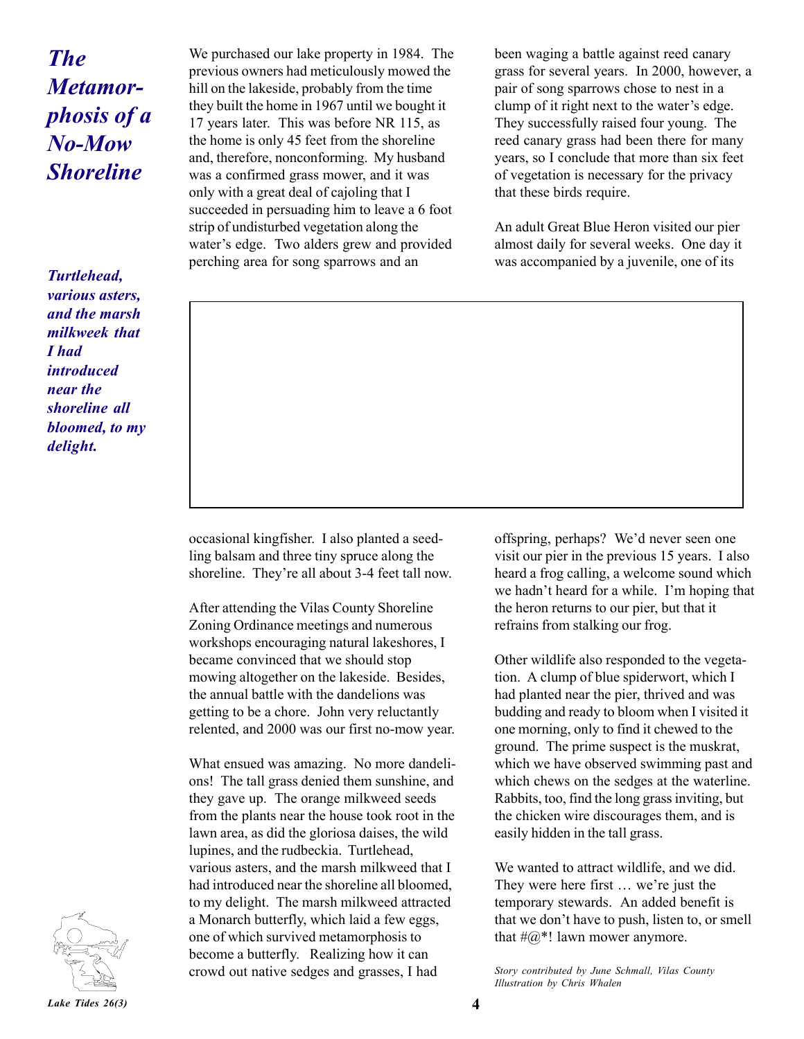# *The Metamorphosis of a No-Mow Shoreline*

***Turtlehead, various asters, and the marsh milkweek that I had introduced near the shoreline all bloomed, to my delight.***

We purchased our lake property in 1984. The previous owners had meticulously mowed the hill on the lakeside, probably from the time they built the home in 1967 until we bought it 17 years later. This was before NR 115, as the home is only 45 feet from the shoreline and, therefore, nonconforming. My husband was a confirmed grass mower, and it was only with a great deal of cajoling that I succeeded in persuading him to leave a 6 foot strip of undisturbed vegetation along the water's edge. Two alders grew and provided perching area for song sparrows and an occasional kingfisher. I also planted a seedling balsam and three tiny spruce along the shoreline. They're all about 3-4 feet tall now.

After attending the Vilas County Shoreline Zoning Ordinance meetings and numerous workshops encouraging natural lakeshores, I became convinced that we should stop mowing altogether on the lakeside. Besides, the annual battle with the dandelions was getting to be a chore. John very reluctantly relented, and 2000 was our first no-mow year.

What ensued was amazing. No more dandelions! The tall grass denied them sunshine, and they gave up. The orange milkweed seeds from the plants near the house took root in the lawn area, as did the gloriosa daises, the wild lupines, and the rudbeckia. Turtlehead, various asters, and the marsh milkweed that I had introduced near the shoreline all bloomed, to my delight. The marsh milkweed attracted a Monarch butterfly, which laid a few eggs, one of which survived metamorphosis to become a butterfly. Realizing how it can crowd out native sedges and grasses, I had been waging a battle against reed canary grass for several years. In 2000, however, a pair of song sparrows chose to nest in a clump of it right next to the water's edge. They successfully raised four young. The reed canary grass had been there for many years, so I conclude that more than six feet of vegetation is necessary for the privacy that these birds require.

An adult Great Blue Heron visited our pier almost daily for several weeks. One day it was accompanied by a juvenile, one of its offspring, perhaps? We'd never seen one visit our pier in the previous 15 years. I also heard a frog calling, a welcome sound which we hadn't heard for a while. I'm hoping that the heron returns to our pier, but that it refrains from stalking our frog.

Other wildlife also responded to the vegetation. A clump of blue spiderwort, which I had planted near the pier, thrived and was budding and ready to bloom when I visited it one morning, only to find it chewed to the ground. The prime suspect is the muskrat, which we have observed swimming past and which chews on the sedges at the waterline. Rabbits, too, find the long grass inviting, but the chicken wire discourages them, and is easily hidden in the tall grass.

We wanted to attract wildlife, and we did. They were here first … we're just the temporary stewards. An added benefit is that we don't have to push, listen to, or smell that #@*! lawn mower anymore.

*Story contributed by June Schmall, Vilas County*
*Illustration by Chris Whalen*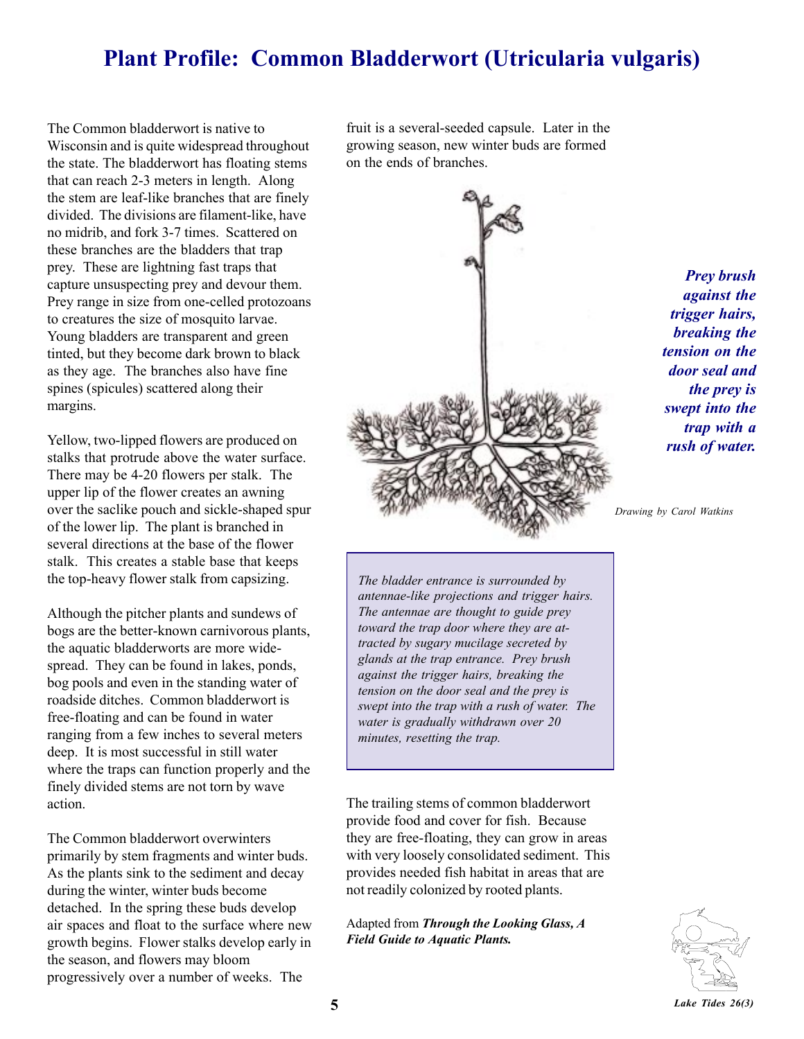# Plant Profile: Common Bladderwort (Utricularia vulgaris)

The Common bladderwort is native to Wisconsin and is quite widespread throughout the state. The bladderwort has floating stems that can reach 2-3 meters in length. Along the stem are leaf-like branches that are finely divided. The divisions are filament-like, have no midrib, and fork 3-7 times. Scattered on these branches are the bladders that trap prey. These are lightning fast traps that capture unsuspecting prey and devour them. Prey range in size from one-celled protozoans to creatures the size of mosquito larvae. Young bladders are transparent and green tinted, but they become dark brown to black as they age. The branches also have fine spines (spicules) scattered along their margins.

Yellow, two-lipped flowers are produced on stalks that protrude above the water surface. There may be 4-20 flowers per stalk. The upper lip of the flower creates an awning over the saclike pouch and sickle-shaped spur of the lower lip. The plant is branched in several directions at the base of the flower stalk. This creates a stable base that keeps the top-heavy flower stalk from capsizing.

Although the pitcher plants and sundews of bogs are the better-known carnivorous plants, the aquatic bladderworts are more widespread. They can be found in lakes, ponds, bog pools and even in the standing water of roadside ditches. Common bladderwort is free-floating and can be found in water ranging from a few inches to several meters deep. It is most successful in still water where the traps can function properly and the finely divided stems are not torn by wave action.

The Common bladderwort overwinters primarily by stem fragments and winter buds. As the plants sink to the sediment and decay during the winter, winter buds become detached. In the spring these buds develop air spaces and float to the surface where new growth begins. Flower stalks develop early in the season, and flowers may bloom progressively over a number of weeks. The fruit is a several-seeded capsule. Later in the growing season, new winter buds are formed on the ends of branches.

***Prey brush against the trigger hairs, breaking the tension on the door seal and the prey is swept into the trap with a rush of water.***

*Drawing by Carol Watkins*

*The bladder entrance is surrounded by antennae-like projections and trigger hairs. The antennae are thought to guide prey toward the trap door where they are attracted by sugary mucilage secreted by glands at the trap entrance. Prey brush against the trigger hairs, breaking the tension on the door seal and the prey is swept into the trap with a rush of water. The water is gradually withdrawn over 20 minutes, resetting the trap.*

The trailing stems of common bladderwort provide food and cover for fish. Because they are free-floating, they can grow in areas with very loosely consolidated sediment. This provides needed fish habitat in areas that are not readily colonized by rooted plants.

Adapted from ***Through the Looking Glass, A Field Guide to Aquatic Plants.***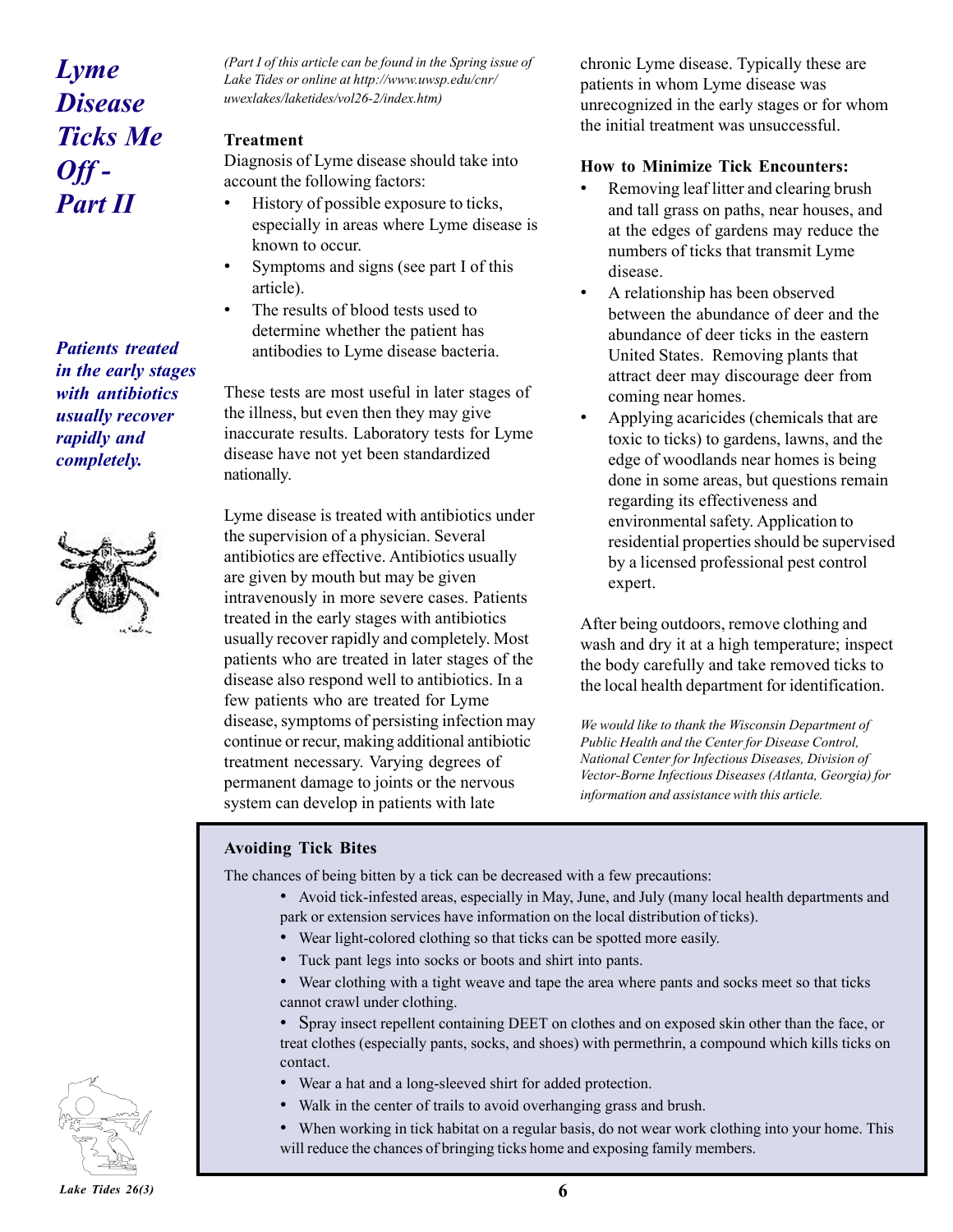# Lyme Disease Ticks Me Off - Part II

*Patients treated in the early stages with antibiotics usually recover rapidly and completely.*

*(Part I of this article can be found in the Spring issue of Lake Tides or online at http://www.uwsp.edu/cnr/uwexlakes/laketides/vol26-2/index.htm)*

**Treatment**

Diagnosis of Lyme disease should take into account the following factors:

- History of possible exposure to ticks, especially in areas where Lyme disease is known to occur.
- Symptoms and signs (see part I of this article).
- The results of blood tests used to determine whether the patient has antibodies to Lyme disease bacteria.

These tests are most useful in later stages of the illness, but even then they may give inaccurate results. Laboratory tests for Lyme disease have not yet been standardized nationally.

Lyme disease is treated with antibiotics under the supervision of a physician. Several antibiotics are effective. Antibiotics usually are given by mouth but may be given intravenously in more severe cases. Patients treated in the early stages with antibiotics usually recover rapidly and completely. Most patients who are treated in later stages of the disease also respond well to antibiotics. In a few patients who are treated for Lyme disease, symptoms of persisting infection may continue or recur, making additional antibiotic treatment necessary. Varying degrees of permanent damage to joints or the nervous system can develop in patients with late chronic Lyme disease. Typically these are patients in whom Lyme disease was unrecognized in the early stages or for whom the initial treatment was unsuccessful.

**How to Minimize Tick Encounters:**

- Removing leaf litter and clearing brush and tall grass on paths, near houses, and at the edges of gardens may reduce the numbers of ticks that transmit Lyme disease.
- A relationship has been observed between the abundance of deer and the abundance of deer ticks in the eastern United States. Removing plants that attract deer may discourage deer from coming near homes.
- Applying acaricides (chemicals that are toxic to ticks) to gardens, lawns, and the edge of woodlands near homes is being done in some areas, but questions remain regarding its effectiveness and environmental safety. Application to residential properties should be supervised by a licensed professional pest control expert.

After being outdoors, remove clothing and wash and dry it at a high temperature; inspect the body carefully and take removed ticks to the local health department for identification.

*We would like to thank the Wisconsin Department of Public Health and the Center for Disease Control, National Center for Infectious Diseases, Division of Vector-Borne Infectious Diseases (Atlanta, Georgia) for information and assistance with this article.*

**Avoiding Tick Bites**

The chances of being bitten by a tick can be decreased with a few precautions:

- Avoid tick-infested areas, especially in May, June, and July (many local health departments and park or extension services have information on the local distribution of ticks).
- Wear light-colored clothing so that ticks can be spotted more easily.
- Tuck pant legs into socks or boots and shirt into pants.
- Wear clothing with a tight weave and tape the area where pants and socks meet so that ticks cannot crawl under clothing.
- Spray insect repellent containing DEET on clothes and on exposed skin other than the face, or treat clothes (especially pants, socks, and shoes) with permethrin, a compound which kills ticks on contact.
- Wear a hat and a long-sleeved shirt for added protection.
- Walk in the center of trails to avoid overhanging grass and brush.
- When working in tick habitat on a regular basis, do not wear work clothing into your home. This will reduce the chances of bringing ticks home and exposing family members.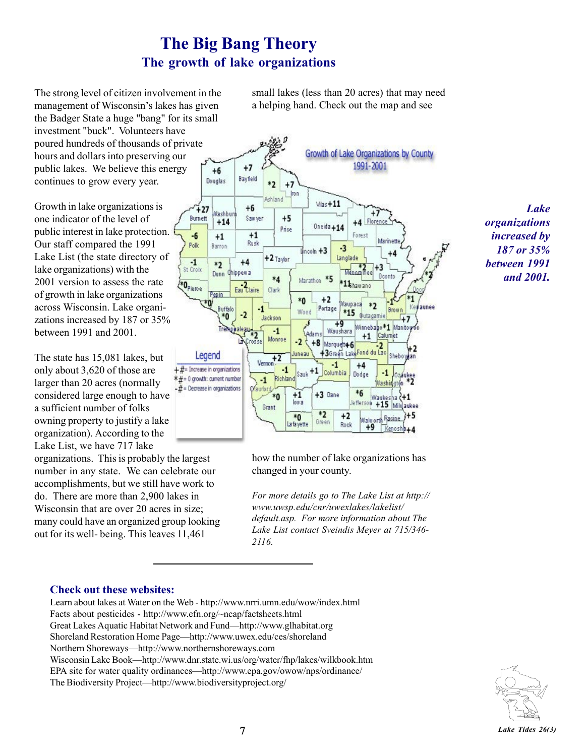# The Big Bang Theory

## The growth of lake organizations

The strong level of citizen involvement in the management of Wisconsin's lakes has given the Badger State a huge "bang" for its small investment "buck". Volunteers have poured hundreds of thousands of private hours and dollars into preserving our public lakes. We believe this energy continues to grow every year.

Growth in lake organizations is one indicator of the level of public interest in lake protection. Our staff compared the 1991 Lake List (the state directory of lake organizations) with the 2001 version to assess the rate of growth in lake organizations across Wisconsin. Lake organizations increased by 187 or 35% between 1991 and 2001.

The state has 15,081 lakes, but only about 3,620 of those are larger than 20 acres (normally considered large enough to have a sufficient number of folks owning property to justify a lake organization). According to the Lake List, we have 717 lake organizations. This is probably the largest number in any state. We can celebrate our accomplishments, but we still have work to do. There are more than 2,900 lakes in Wisconsin that are over 20 acres in size; many could have an organized group looking out for its well- being. This leaves 11,461 small lakes (less than 20 acres) that may need a helping hand. Check out the map and see how the number of lake organizations has changed in your county.

*Lake organizations increased by 187 or 35% between 1991 and 2001.*

*For more details go to The Lake List at http://www.uwsp.edu/cnr/uwexlakes/lakelist/default.asp. For more information about The Lake List contact Sveindis Meyer at 715/346-2116.*

**Growth of Lake Organizations by County 1991-2001**

| County | Change | County | Change | County | Change |
|---|---|---|---|---|---|
| Douglas | +6 | Bayfield | +7 | Ashland | *2 |
| Iron | +7 | Vilas | +11 | Florence | +7 |
| Burnett | +27 | Washburn | +14 | Sawyer | +6 |
| Price | +5 | Oneida | +14 | Forest | +4 |
| Marinette | +4 | Polk | -6 | Barron | +1 |
| Rusk | +1 | Lincoln | +3 | Langlade | -3 |
| St Croix | -1 | Dunn | *2 | Chippewa | +4 |
| Taylor | +2 | Menominee | *2 | Oconto | +3 |
| Pierce | *0 | Pepin | *0 | Eau Claire | -2 |
| Clark | *4 | Marathon | *5 | Shawano | *11 |
| Door | *2 | Buffalo | *0 | Trempealeau | -2 |
| Jackson | -1 | Wood | *0 | Portage | +2 |
| Waupaca | *15 | Outagamie | *2 | Brown | -1 |
| Kewaunee | *1 | La Crosse | *2 | Monroe | -1 |
| Adams | -2 | Waushara | +9 | Winnebago | *1 |
| Calumet | +1 | Manitowoc | +7 | Marquette | +6 |
| Green Lake | +3 | Juneau | +8 | Fond du Lac | -2 |
| Sheboygan | +2 | Vernon | +2 | Sauk | +1 |
| Columbia | -1 | Dodge | +4 | Ozaukee | -1 |
| Washington | *2 | Richland | -1 | Crawford | -1 |
| Grant | *0 | Iowa | +1 | Dane | +3 |
| Jefferson | *6 | Waukesha | +15 | Milwaukee | +1 |
| Lafayette | *0 | Green | *2 | Rock | +2 |
| Walworth | +9 | Racine | +5 | Kenosha | +4 |

**Legend**

- +# = Increase in organizations
- *# = 0 growth: current number
- -# = Decrease in organizations

---

### Check out these websites:

Learn about lakes at Water on the Web - http://www.nrri.umn.edu/wow/index.html
Facts about pesticides - http://www.efn.org/~ncap/factsheets.html
Great Lakes Aquatic Habitat Network and Fund—http://www.glhabitat.org
Shoreland Restoration Home Page—http://www.uwex.edu/ces/shoreland
Northern Shoreways—http://www.northernshoreways.com
Wisconsin Lake Book—http://www.dnr.state.wi.us/org/water/fhp/lakes/wilkbook.htm
EPA site for water quality ordinances—http://www.epa.gov/owow/nps/ordinance/
The Biodiversity Project—http://www.biodiversityproject.org/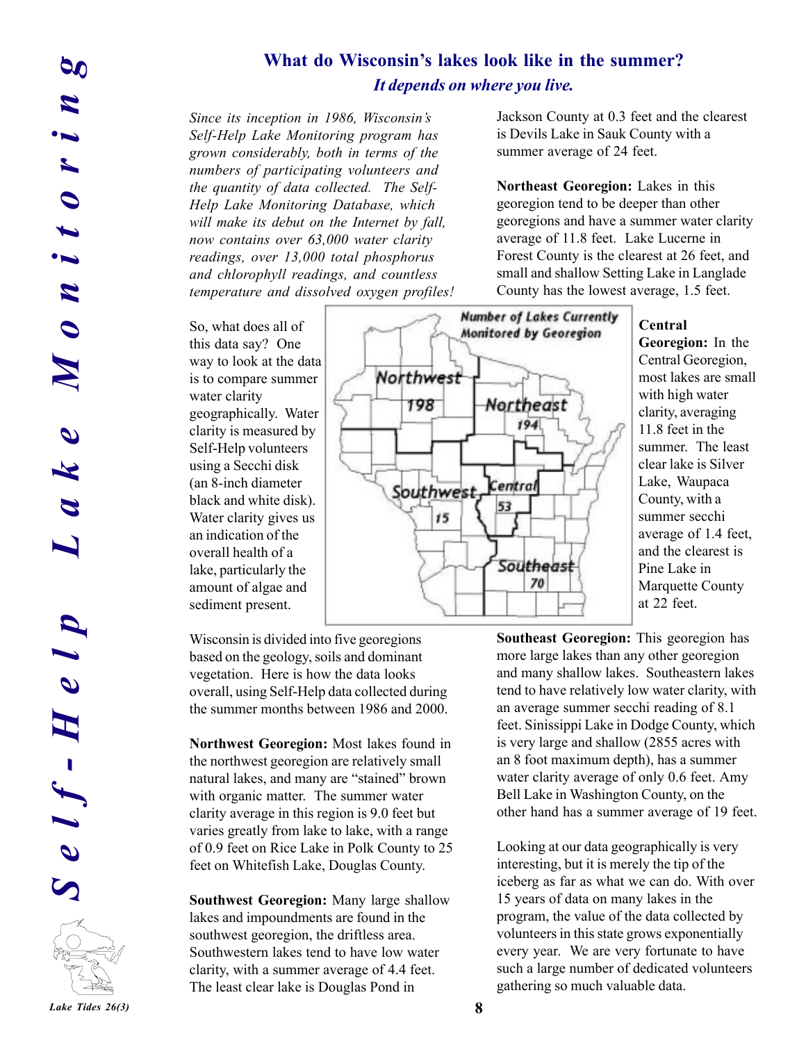## What do Wisconsin's lakes look like in the summer?

### *It depends on where you live.*

*Since its inception in 1986, Wisconsin's Self-Help Lake Monitoring program has grown considerably, both in terms of the numbers of participating volunteers and the quantity of data collected. The Self-Help Lake Monitoring Database, which will make its debut on the Internet by fall, now contains over 63,000 water clarity readings, over 13,000 total phosphorus and chlorophyll readings, and countless temperature and dissolved oxygen profiles!*

So, what does all of this data say? One way to look at the data is to compare summer water clarity geographically. Water clarity is measured by Self-Help volunteers using a Secchi disk (an 8-inch diameter black and white disk). Water clarity gives us an indication of the overall health of a lake, particularly the amount of algae and sediment present.

**Number of Lakes Currently Monitored by Georegion**

- Northwest: 198
- Northeast: 194
- Southwest: 15
- Central: 53
- Southeast: 70

Wisconsin is divided into five georegions based on the geology, soils and dominant vegetation. Here is how the data looks overall, using Self-Help data collected during the summer months between 1986 and 2000.

**Northwest Georegion:** Most lakes found in the northwest georegion are relatively small natural lakes, and many are "stained" brown with organic matter. The summer water clarity average in this region is 9.0 feet but varies greatly from lake to lake, with a range of 0.9 feet on Rice Lake in Polk County to 25 feet on Whitefish Lake, Douglas County.

**Southwest Georegion:** Many large shallow lakes and impoundments are found in the southwest georegion, the driftless area. Southwestern lakes tend to have low water clarity, with a summer average of 4.4 feet. The least clear lake is Douglas Pond in Jackson County at 0.3 feet and the clearest is Devils Lake in Sauk County with a summer average of 24 feet.

**Northeast Georegion:** Lakes in this georegion tend to be deeper than other georegions and have a summer water clarity average of 11.8 feet. Lake Lucerne in Forest County is the clearest at 26 feet, and small and shallow Setting Lake in Langlade County has the lowest average, 1.5 feet.

**Central Georegion:** In the Central Georegion, most lakes are small with high water clarity, averaging 11.8 feet in the summer. The least clear lake is Silver Lake, Waupaca County, with a summer secchi average of 1.4 feet, and the clearest is Pine Lake in Marquette County at 22 feet.

**Southeast Georegion:** This georegion has more large lakes than any other georegion and many shallow lakes. Southeastern lakes tend to have relatively low water clarity, with an average summer secchi reading of 8.1 feet. Sinissippi Lake in Dodge County, which is very large and shallow (2855 acres with an 8 foot maximum depth), has a summer water clarity average of only 0.6 feet. Amy Bell Lake in Washington County, on the other hand has a summer average of 19 feet.

Looking at our data geographically is very interesting, but it is merely the tip of the iceberg as far as what we can do. With over 15 years of data on many lakes in the program, the value of the data collected by volunteers in this state grows exponentially every year. We are very fortunate to have such a large number of dedicated volunteers gathering so much valuable data.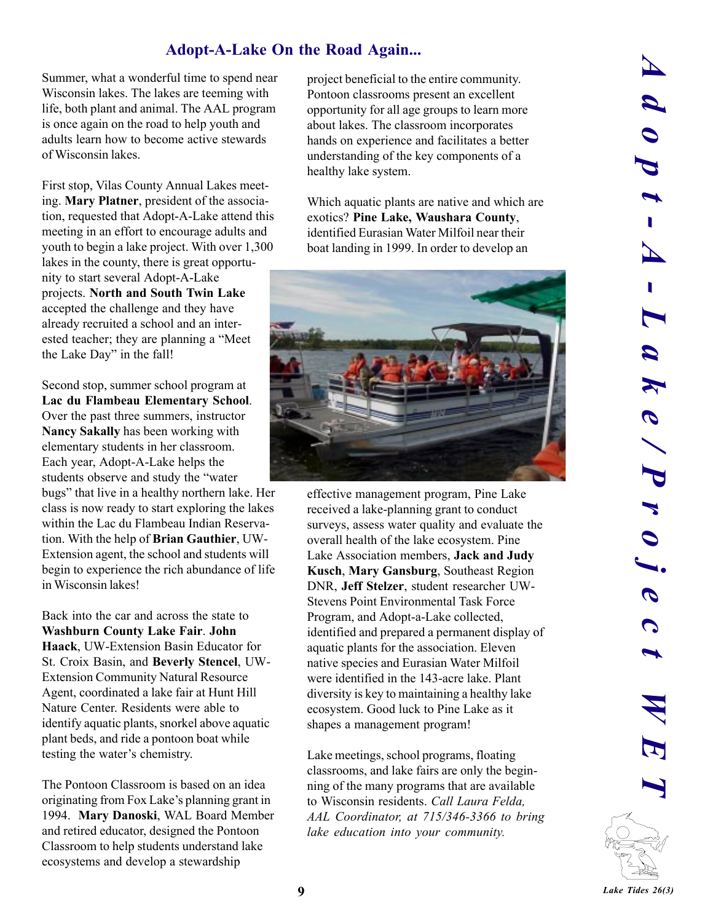## Adopt-A-Lake On the Road Again...

Summer, what a wonderful time to spend near Wisconsin lakes. The lakes are teeming with life, both plant and animal. The AAL program is once again on the road to help youth and adults learn how to become active stewards of Wisconsin lakes.

First stop, Vilas County Annual Lakes meeting. **Mary Platner**, president of the association, requested that Adopt-A-Lake attend this meeting in an effort to encourage adults and youth to begin a lake project. With over 1,300 lakes in the county, there is great opportunity to start several Adopt-A-Lake projects. **North and South Twin Lake** accepted the challenge and they have already recruited a school and an interested teacher; they are planning a "Meet the Lake Day" in the fall!

Second stop, summer school program at **Lac du Flambeau Elementary School**. Over the past three summers, instructor **Nancy Sakally** has been working with elementary students in her classroom. Each year, Adopt-A-Lake helps the students observe and study the "water bugs" that live in a healthy northern lake. Her class is now ready to start exploring the lakes within the Lac du Flambeau Indian Reservation. With the help of **Brian Gauthier**, UW-Extension agent, the school and students will begin to experience the rich abundance of life in Wisconsin lakes!

Back into the car and across the state to **Washburn County Lake Fair**. **John Haack**, UW-Extension Basin Educator for St. Croix Basin, and **Beverly Stencel**, UW-Extension Community Natural Resource Agent, coordinated a lake fair at Hunt Hill Nature Center. Residents were able to identify aquatic plants, snorkel above aquatic plant beds, and ride a pontoon boat while testing the water's chemistry.

The Pontoon Classroom is based on an idea originating from Fox Lake's planning grant in 1994. **Mary Danoski**, WAL Board Member and retired educator, designed the Pontoon Classroom to help students understand lake ecosystems and develop a stewardship project beneficial to the entire community. Pontoon classrooms present an excellent opportunity for all age groups to learn more about lakes. The classroom incorporates hands on experience and facilitates a better understanding of the key components of a healthy lake system.

Which aquatic plants are native and which are exotics? **Pine Lake, Waushara County**, identified Eurasian Water Milfoil near their boat landing in 1999. In order to develop an effective management program, Pine Lake received a lake-planning grant to conduct surveys, assess water quality and evaluate the overall health of the lake ecosystem. Pine Lake Association members, **Jack and Judy Kusch**, **Mary Gansburg**, Southeast Region DNR, **Jeff Stelzer**, student researcher UW-Stevens Point Environmental Task Force Program, and Adopt-a-Lake collected, identified and prepared a permanent display of aquatic plants for the association. Eleven native species and Eurasian Water Milfoil were identified in the 143-acre lake. Plant diversity is key to maintaining a healthy lake ecosystem. Good luck to Pine Lake as it shapes a management program!

Lake meetings, school programs, floating classrooms, and lake fairs are only the beginning of the many programs that are available to Wisconsin residents. *Call Laura Felda, AAL Coordinator, at 715/346-3366 to bring lake education into your community.*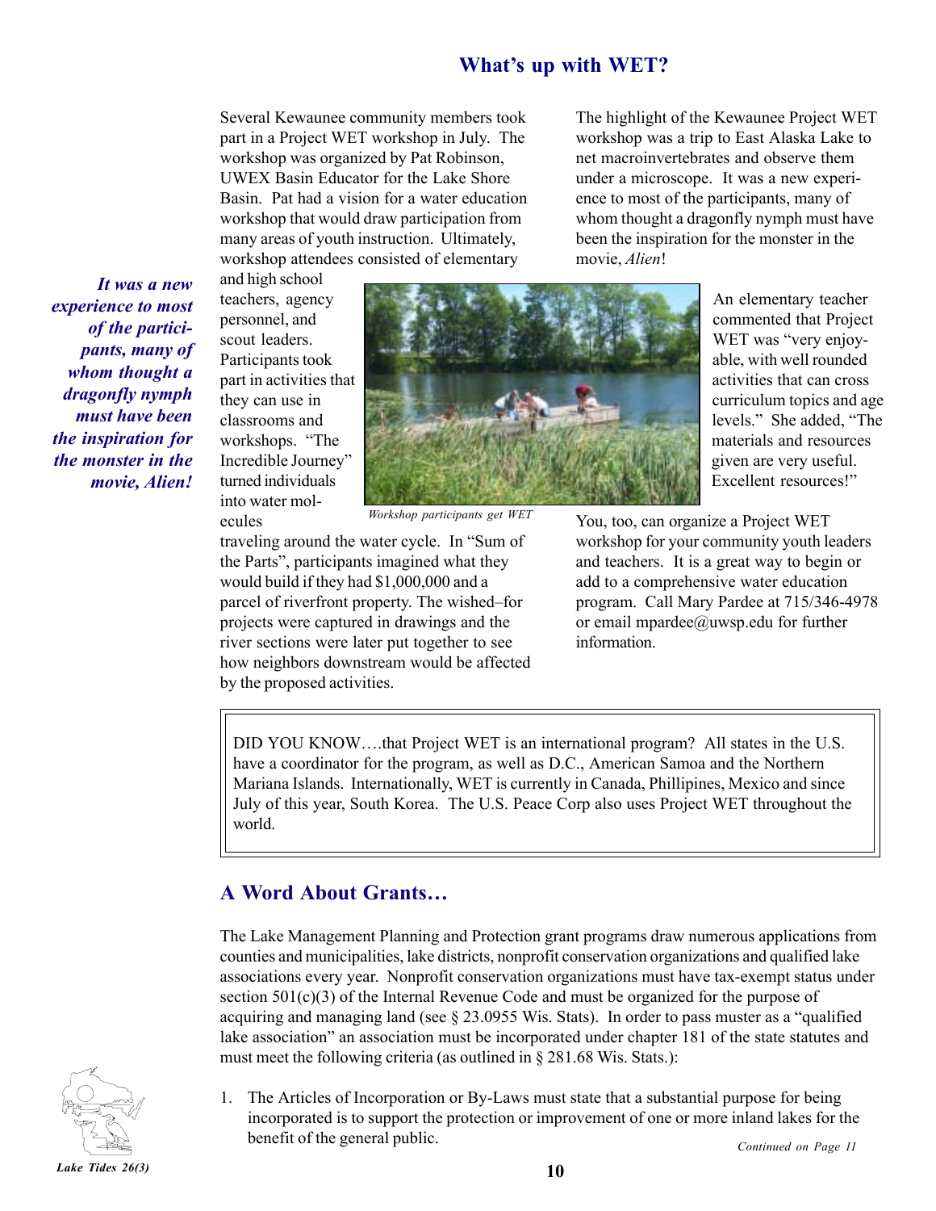## What's up with WET?

Several Kewaunee community members took part in a Project WET workshop in July. The workshop was organized by Pat Robinson, UWEX Basin Educator for the Lake Shore Basin. Pat had a vision for a water education workshop that would draw participation from many areas of youth instruction. Ultimately, workshop attendees consisted of elementary and high school teachers, agency personnel, and scout leaders. Participants took part in activities that they can use in classrooms and workshops. "The Incredible Journey" turned individuals into water molecules traveling around the water cycle. In "Sum of the Parts", participants imagined what they would build if they had $1,000,000 and a parcel of riverfront property. The wished–for projects were captured in drawings and the river sections were later put together to see how neighbors downstream would be affected by the proposed activities.

*Workshop participants get WET*

The highlight of the Kewaunee Project WET workshop was a trip to East Alaska Lake to net macroinvertebrates and observe them under a microscope. It was a new experience to most of the participants, many of whom thought a dragonfly nymph must have been the inspiration for the monster in the movie, *Alien*!

***It was a new experience to most of the participants, many of whom thought a dragonfly nymph must have been the inspiration for the monster in the movie, Alien!***

An elementary teacher commented that Project WET was "very enjoyable, with well rounded activities that can cross curriculum topics and age levels." She added, "The materials and resources given are very useful. Excellent resources!"

You, too, can organize a Project WET workshop for your community youth leaders and teachers. It is a great way to begin or add to a comprehensive water education program. Call Mary Pardee at 715/346-4978 or email mpardee@uwsp.edu for further information.

> DID YOU KNOW….that Project WET is an international program? All states in the U.S. have a coordinator for the program, as well as D.C., American Samoa and the Northern Mariana Islands. Internationally, WET is currently in Canada, Phillipines, Mexico and since July of this year, South Korea. The U.S. Peace Corp also uses Project WET throughout the world.

## A Word About Grants…

The Lake Management Planning and Protection grant programs draw numerous applications from counties and municipalities, lake districts, nonprofit conservation organizations and qualified lake associations every year. Nonprofit conservation organizations must have tax-exempt status under section 501(c)(3) of the Internal Revenue Code and must be organized for the purpose of acquiring and managing land (see § 23.0955 Wis. Stats). In order to pass muster as a "qualified lake association" an association must be incorporated under chapter 181 of the state statutes and must meet the following criteria (as outlined in § 281.68 Wis. Stats.):

1. The Articles of Incorporation or By-Laws must state that a substantial purpose for being incorporated is to support the protection or improvement of one or more inland lakes for the benefit of the general public.

*Continued on Page 11*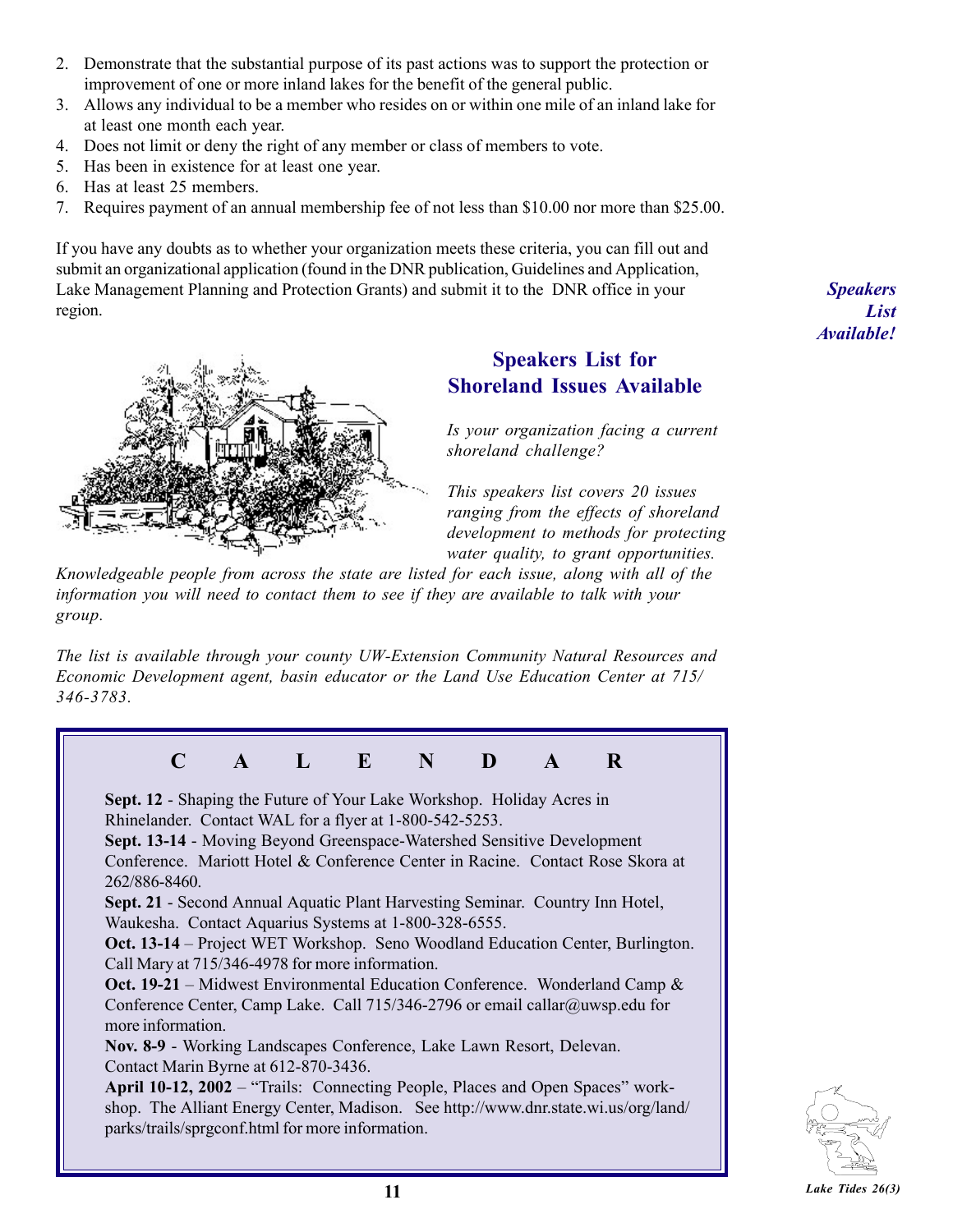2. Demonstrate that the substantial purpose of its past actions was to support the protection or improvement of one or more inland lakes for the benefit of the general public.
3. Allows any individual to be a member who resides on or within one mile of an inland lake for at least one month each year.
4. Does not limit or deny the right of any member or class of members to vote.
5. Has been in existence for at least one year.
6. Has at least 25 members.
7. Requires payment of an annual membership fee of not less than $10.00 nor more than $25.00.

If you have any doubts as to whether your organization meets these criteria, you can fill out and submit an organizational application (found in the DNR publication, Guidelines and Application, Lake Management Planning and Protection Grants) and submit it to the DNR office in your region.

***Speakers List Available!***

## Speakers List for Shoreland Issues Available

*Is your organization facing a current shoreland challenge?*

*This speakers list covers 20 issues ranging from the effects of shoreland development to methods for protecting water quality, to grant opportunities. Knowledgeable people from across the state are listed for each issue, along with all of the information you will need to contact them to see if they are available to talk with your group.*

*The list is available through your county UW-Extension Community Natural Resources and Economic Development agent, basin educator or the Land Use Education Center at 715/346-3783.*

## C A L E N D A R

**Sept. 12** - Shaping the Future of Your Lake Workshop. Holiday Acres in Rhinelander. Contact WAL for a flyer at 1-800-542-5253.

**Sept. 13-14** - Moving Beyond Greenspace-Watershed Sensitive Development Conference. Mariott Hotel & Conference Center in Racine. Contact Rose Skora at 262/886-8460.

**Sept. 21** - Second Annual Aquatic Plant Harvesting Seminar. Country Inn Hotel, Waukesha. Contact Aquarius Systems at 1-800-328-6555.

**Oct. 13-14** – Project WET Workshop. Seno Woodland Education Center, Burlington. Call Mary at 715/346-4978 for more information.

**Oct. 19-21** – Midwest Environmental Education Conference. Wonderland Camp & Conference Center, Camp Lake. Call 715/346-2796 or email callar@uwsp.edu for more information.

**Nov. 8-9** - Working Landscapes Conference, Lake Lawn Resort, Delevan. Contact Marin Byrne at 612-870-3436.

**April 10-12, 2002** – "Trails: Connecting People, Places and Open Spaces" workshop. The Alliant Energy Center, Madison. See http://www.dnr.state.wi.us/org/land/parks/trails/sprgconf.html for more information.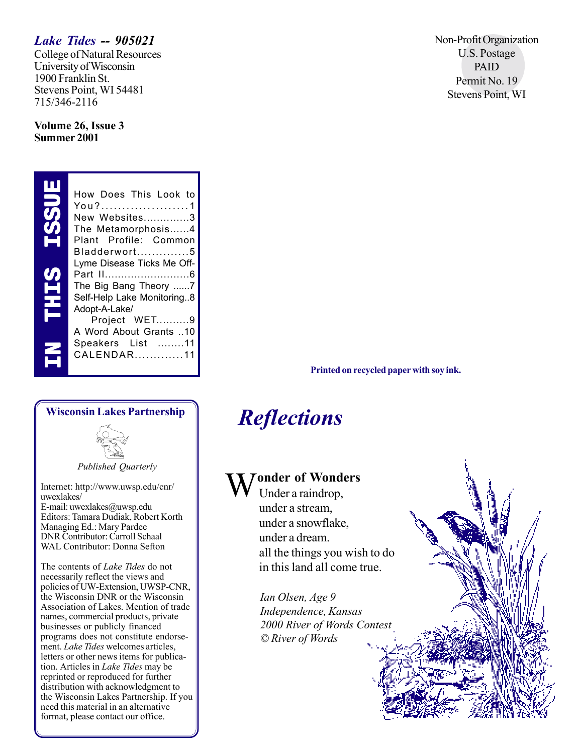*Lake Tides* -- *905021*
College of Natural Resources
University of Wisconsin
1900 Franklin St.
Stevens Point, WI 54481
715/346-2116

**Volume 26, Issue 3**
**Summer 2001**

Non-Profit Organization
U.S. Postage
PAID
Permit No. 19
Stevens Point, WI

## IN THIS ISSUE

How Does This Look to You?....................1
New Websites.............3
The Metamorphosis......4
Plant Profile: Common Bladderwort.............5
Lyme Disease Ticks Me Off-Part II.........................6
The Big Bang Theory ......7
Self-Help Lake Monitoring..8
Adopt-A-Lake/ Project WET..........9
A Word About Grants ..10
Speakers List ........11
CALENDAR.............11

**Printed on recycled paper with soy ink.**

### Wisconsin Lakes Partnership

*Published Quarterly*

Internet: http://www.uwsp.edu/cnr/uwexlakes/
E-mail: uwexlakes@uwsp.edu
Editors: Tamara Dudiak, Robert Korth
Managing Ed.: Mary Pardee
DNR Contributor: Carroll Schaal
WAL Contributor: Donna Sefton

The contents of *Lake Tides* do not necessarily reflect the views and policies of UW-Extension, UWSP-CNR, the Wisconsin DNR or the Wisconsin Association of Lakes. Mention of trade names, commercial products, private businesses or publicly financed programs does not constitute endorsement. *Lake Tides* welcomes articles, letters or other news items for publication. Articles in *Lake Tides* may be reprinted or reproduced for further distribution with acknowledgment to the Wisconsin Lakes Partnership. If you need this material in an alternative format, please contact our office.

# *Reflections*

**Wonder of Wonders**

Under a raindrop,
under a stream,
under a snowflake,
under a dream.
all the things you wish to do
in this land all come true.

*Ian Olsen, Age 9*
*Independence, Kansas*
*2000 River of Words Contest*
*© River of Words*